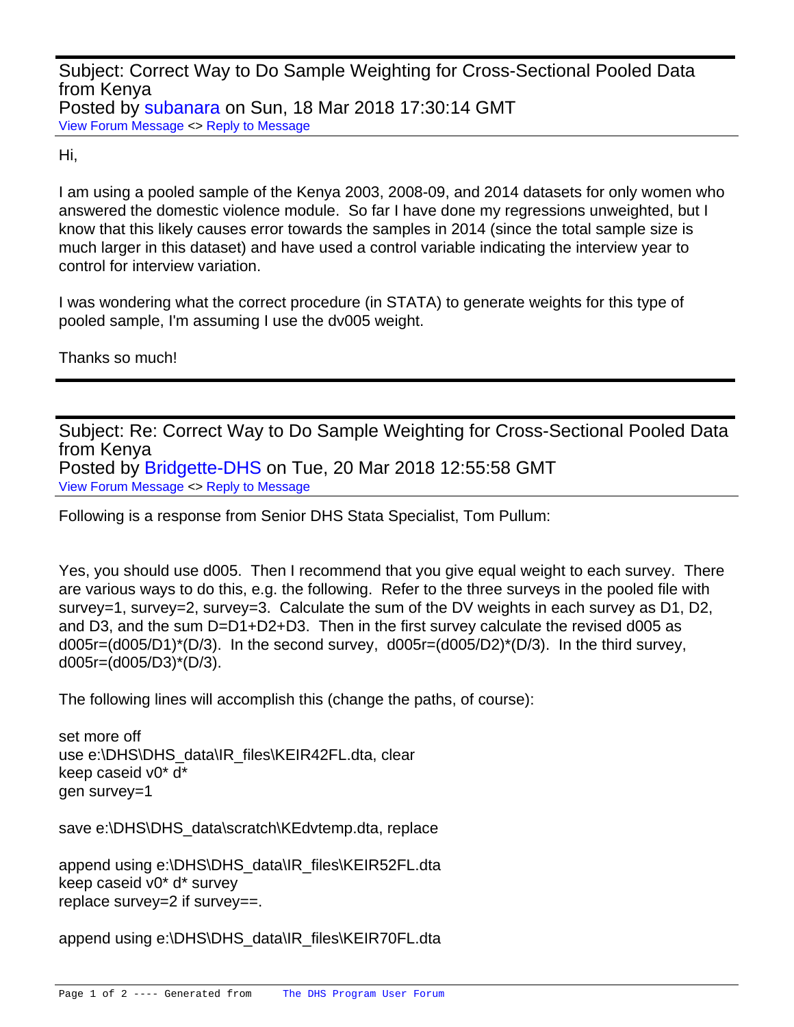Subject: Correct Way to Do Sample Weighting for Cross-Sectional Pooled Data from Kenya
Posted by subanara on Sun, 18 Mar 2018 17:30:14 GMT
View Forum Message <> Reply to Message

Hi,

I am using a pooled sample of the Kenya 2003, 2008-09, and 2014 datasets for only women who answered the domestic violence module. So far I have done my regressions unweighted, but I know that this likely causes error towards the samples in 2014 (since the total sample size is much larger in this dataset) and have used a control variable indicating the interview year to control for interview variation.

I was wondering what the correct procedure (in STATA) to generate weights for this type of pooled sample, I'm assuming I use the dv005 weight.

Thanks so much!

---

Subject: Re: Correct Way to Do Sample Weighting for Cross-Sectional Pooled Data from Kenya
Posted by Bridgette-DHS on Tue, 20 Mar 2018 12:55:58 GMT
View Forum Message <> Reply to Message

Following is a response from Senior DHS Stata Specialist, Tom Pullum:

Yes, you should use d005. Then I recommend that you give equal weight to each survey. There are various ways to do this, e.g. the following. Refer to the three surveys in the pooled file with survey=1, survey=2, survey=3. Calculate the sum of the DV weights in each survey as D1, D2, and D3, and the sum D=D1+D2+D3. Then in the first survey calculate the revised d005 as d005r=(d005/D1)*(D/3). In the second survey, d005r=(d005/D2)*(D/3). In the third survey, d005r=(d005/D3)*(D/3).

The following lines will accomplish this (change the paths, of course):

```
set more off
use e:\DHS\DHS_data\IR_files\KEIR42FL.dta, clear
keep caseid v0* d*
gen survey=1

save e:\DHS\DHS_data\scratch\KEdvtemp.dta, replace

append using e:\DHS\DHS_data\IR_files\KEIR52FL.dta
keep caseid v0* d* survey
replace survey=2 if survey==.

append using e:\DHS\DHS_data\IR_files\KEIR70FL.dta
```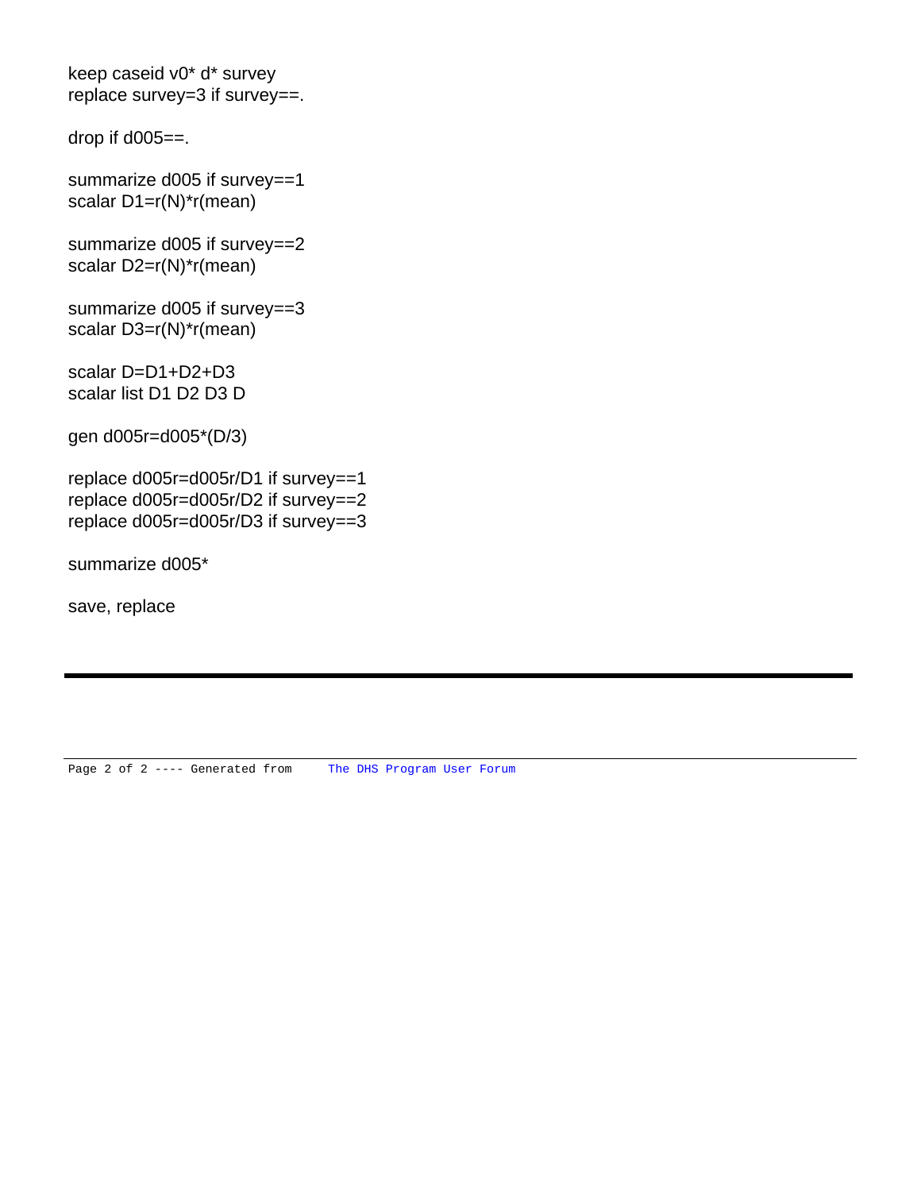```
keep caseid v0* d* survey
replace survey=3 if survey==.

drop if d005==.

summarize d005 if survey==1
scalar D1=r(N)*r(mean)

summarize d005 if survey==2
scalar D2=r(N)*r(mean)

summarize d005 if survey==3
scalar D3=r(N)*r(mean)

scalar D=D1+D2+D3
scalar list D1 D2 D3 D

gen d005r=d005*(D/3)

replace d005r=d005r/D1 if survey==1
replace d005r=d005r/D2 if survey==2
replace d005r=d005r/D3 if survey==3

summarize d005*

save, replace
```

---